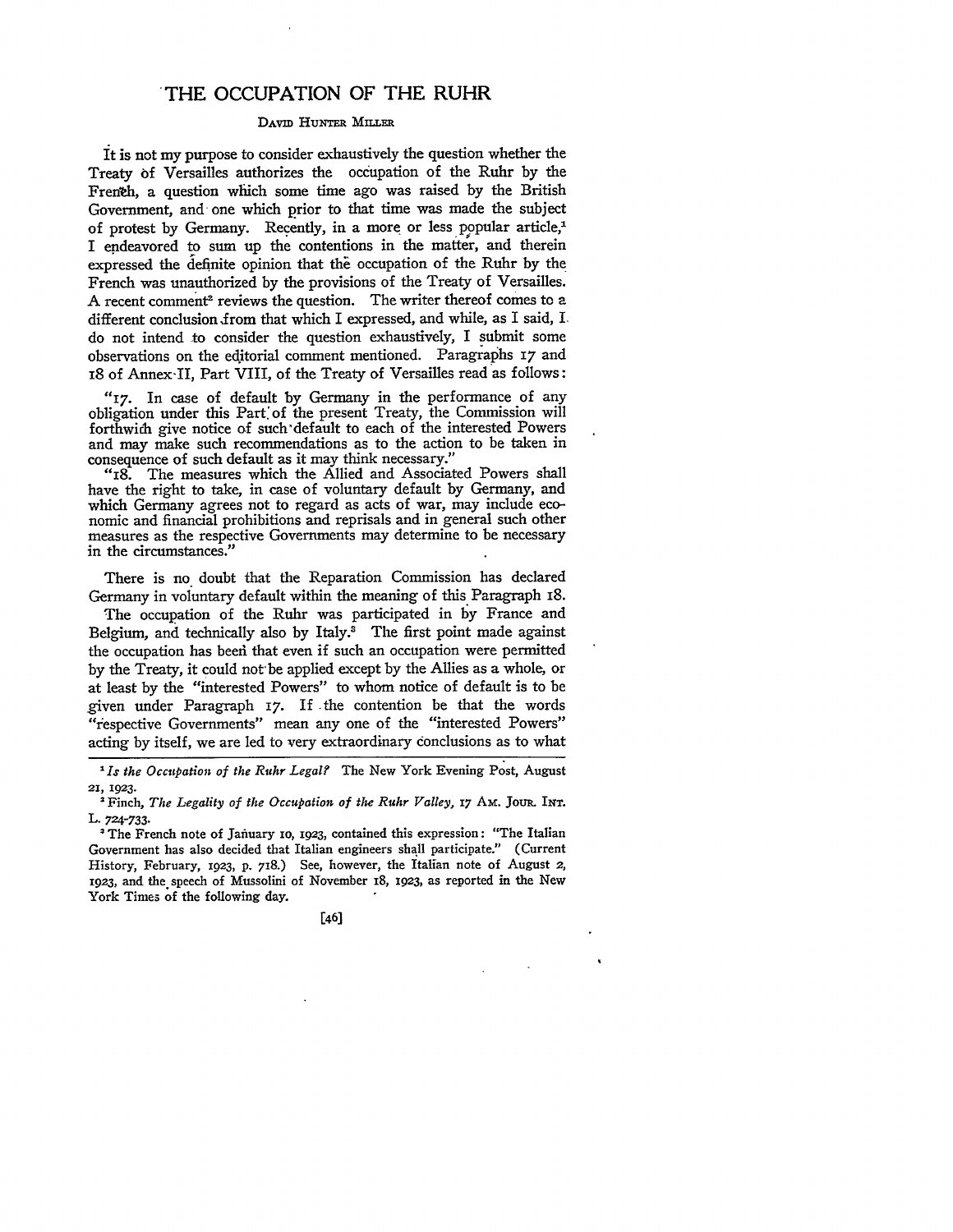# THE OCCUPATION OF THE RUHR

DAVID HUNTER MILLER

It is not my purpose to consider exhaustively the question whether the Treaty of Versailles authorizes the occupation of the Ruhr by the French, a question which some time ago was raised by the British Government, and one which prior to that time was made the subject of protest by Germany. Recently, in a more or less popular article,[1] I endeavored to sum up the contentions in the matter, and therein expressed the definite opinion that the occupation of the Ruhr by the French was unauthorized by the provisions of the Treaty of Versailles. A recent comment[2] reviews the question. The writer thereof comes to a different conclusion from that which I expressed, and while, as I said, I do not intend to consider the question exhaustively, I submit some observations on the editorial comment mentioned. Paragraphs 17 and 18 of Annex II, Part VIII, of the Treaty of Versailles read as follows:

> "17. In case of default by Germany in the performance of any obligation under this Part of the present Treaty, the Commission will forthwith give notice of such default to each of the interested Powers and may make such recommendations as to the action to be taken in consequence of such default as it may think necessary."
>
> "18. The measures which the Allied and Associated Powers shall have the right to take, in case of voluntary default by Germany, and which Germany agrees not to regard as acts of war, may include economic and financial prohibitions and reprisals and in general such other measures as the respective Governments may determine to be necessary in the circumstances."

There is no doubt that the Reparation Commission has declared Germany in voluntary default within the meaning of this Paragraph 18.

The occupation of the Ruhr was participated in by France and Belgium, and technically also by Italy.[3] The first point made against the occupation has been that even if such an occupation were permitted by the Treaty, it could not be applied except by the Allies as a whole, or at least by the "interested Powers" to whom notice of default is to be given under Paragraph 17. If the contention be that the words "respective Governments" mean any one of the "interested Powers" acting by itself, we are led to very extraordinary conclusions as to what

---

[1] *Is the Occupation of the Ruhr Legal?* The New York Evening Post, August 21, 1923.

[2] Finch, *The Legality of the Occupation of the Ruhr Valley*, 17 AM. JOUR. INT. L. 724-733.

[3] The French note of January 10, 1923, contained this expression: "The Italian Government has also decided that Italian engineers shall participate." (Current History, February, 1923, p. 718.) See, however, the Italian note of August 2, 1923, and the speech of Mussolini of November 18, 1923, as reported in the New York Times of the following day.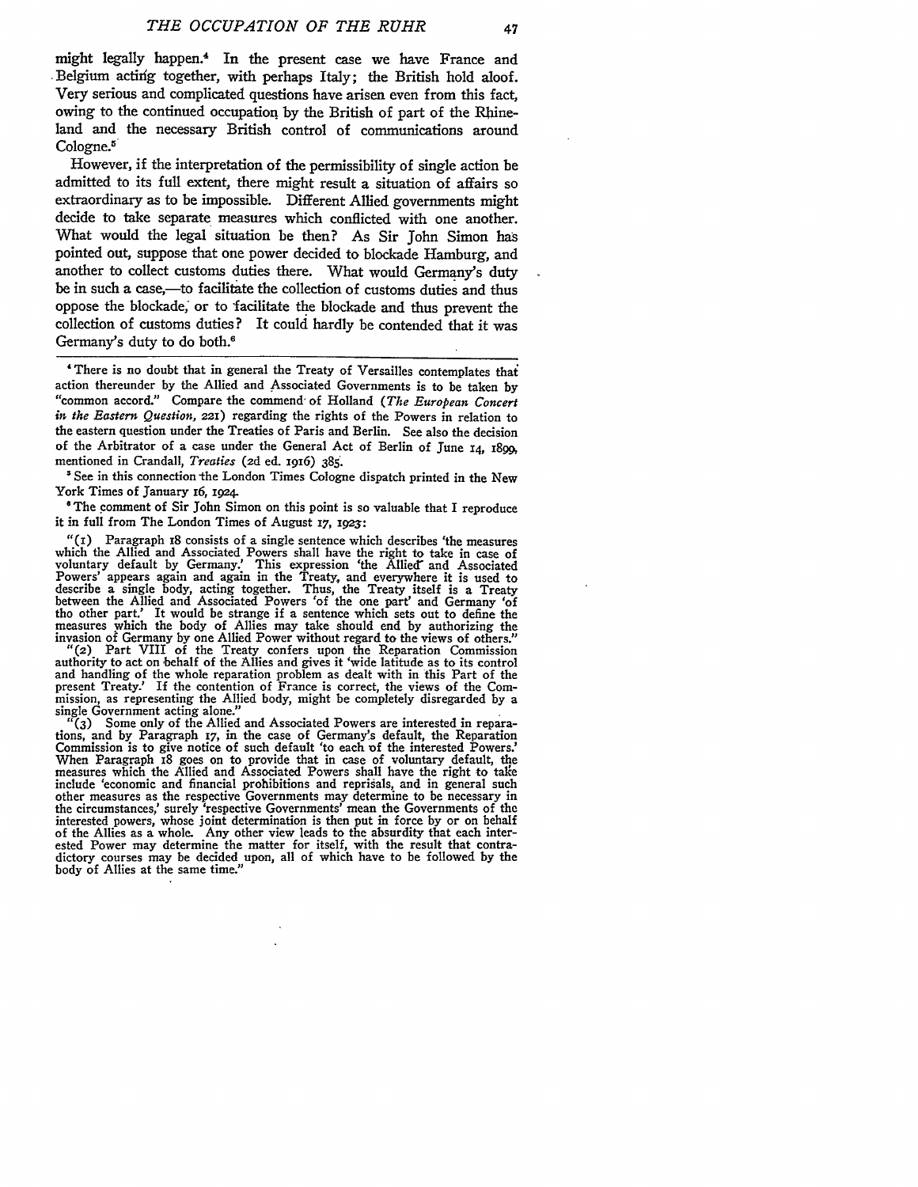might legally happen.[4] In the present case we have France and Belgium acting together, with perhaps Italy; the British hold aloof. Very serious and complicated questions have arisen even from this fact, owing to the continued occupation by the British of part of the Rhineland and the necessary British control of communications around Cologne.[5]

However, if the interpretation of the permissibility of single action be admitted to its full extent, there might result a situation of affairs so extraordinary as to be impossible. Different Allied governments might decide to take separate measures which conflicted with one another. What would the legal situation be then? As Sir John Simon has pointed out, suppose that one power decided to blockade Hamburg, and another to collect customs duties there. What would Germany's duty be in such a case,—to facilitate the collection of customs duties and thus oppose the blockade, or to facilitate the blockade and thus prevent the collection of customs duties? It could hardly be contended that it was Germany's duty to do both.[6]

---

[4] There is no doubt that in general the Treaty of Versailles contemplates that action thereunder by the Allied and Associated Governments is to be taken by "common accord." Compare the commend of Holland (*The European Concert in the Eastern Question*, 221) regarding the rights of the Powers in relation to the eastern question under the Treaties of Paris and Berlin. See also the decision of the Arbitrator of a case under the General Act of Berlin of June 14, 1899, mentioned in Crandall, *Treaties* (2d ed. 1916) 385.

[5] See in this connection the London Times Cologne dispatch printed in the New York Times of January 16, 1924.

[6] The comment of Sir John Simon on this point is so valuable that I reproduce it in full from The London Times of August 17, 1923:

"(1) Paragraph 18 consists of a single sentence which describes 'the measures which the Allied and Associated Powers shall have the right to take in case of voluntary default by Germany.' This expression 'the Allied and Associated Powers' appears again and again in the Treaty, and everywhere it is used to describe a single body, acting together. Thus, the Treaty itself is a Treaty between the Allied and Associated Powers 'of the one part' and Germany 'of tho other part.' It would be strange if a sentence which sets out to define the measures which the body of Allies may take should end by authorizing the invasion of Germany by one Allied Power without regard to the views of others."

"(2) Part VIII of the Treaty confers upon the Reparation Commission authority to act on behalf of the Allies and gives it 'wide latitude as to its control and handling of the whole reparation problem as dealt with in this Part of the present Treaty.' If the contention of France is correct, the views of the Commission, as representing the Allied body, might be completely disregarded by a single Government acting alone."

"(3) Some only of the Allied and Associated Powers are interested in reparations, and by Paragraph 17, in the case of Germany's default, the Reparation Commission is to give notice of such default 'to each of the interested Powers.' When Paragraph 18 goes on to provide that in case of voluntary default, the measures which the Allied and Associated Powers shall have the right to take include 'economic and financial prohibitions and reprisals, and in general such other measures as the respective Governments may determine to be necessary in the circumstances,' surely 'respective Governments' mean the Governments of the interested powers, whose joint determination is then put in force by or on behalf of the Allies as a whole. Any other view leads to the absurdity that each interested Power may determine the matter for itself, with the result that contradictory courses may be decided upon, all of which have to be followed by the body of Allies at the same time."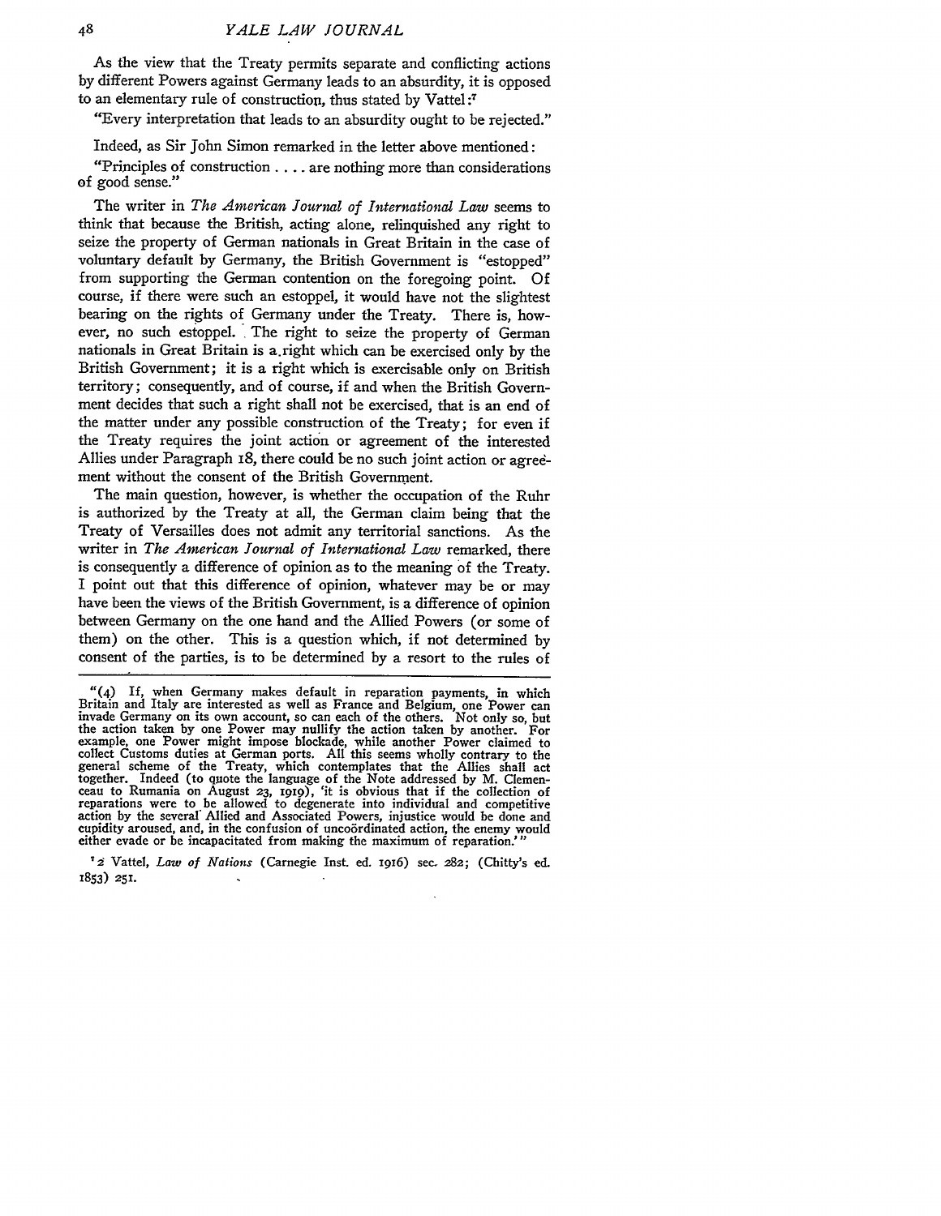As the view that the Treaty permits separate and conflicting actions by different Powers against Germany leads to an absurdity, it is opposed to an elementary rule of construction, thus stated by Vattel:[7]

"Every interpretation that leads to an absurdity ought to be rejected."

Indeed, as Sir John Simon remarked in the letter above mentioned:

"Principles of construction . . . . are nothing more than considerations of good sense."

The writer in *The American Journal of International Law* seems to think that because the British, acting alone, relinquished any right to seize the property of German nationals in Great Britain in the case of voluntary default by Germany, the British Government is "estopped" from supporting the German contention on the foregoing point. Of course, if there were such an estoppel, it would have not the slightest bearing on the rights of Germany under the Treaty. There is, however, no such estoppel. The right to seize the property of German nationals in Great Britain is a right which can be exercised only by the British Government; it is a right which is exercisable only on British territory; consequently, and of course, if and when the British Government decides that such a right shall not be exercised, that is an end of the matter under any possible construction of the Treaty; for even if the Treaty requires the joint action or agreement of the interested Allies under Paragraph 18, there could be no such joint action or agreement without the consent of the British Government.

The main question, however, is whether the occupation of the Ruhr is authorized by the Treaty at all, the German claim being that the Treaty of Versailles does not admit any territorial sanctions. As the writer in *The American Journal of International Law* remarked, there is consequently a difference of opinion as to the meaning of the Treaty. I point out that this difference of opinion, whatever may be or may have been the views of the British Government, is a difference of opinion between Germany on the one hand and the Allied Powers (or some of them) on the other. This is a question which, if not determined by consent of the parties, is to be determined by a resort to the rules of

---

"(4) If, when Germany makes default in reparation payments, in which Britain and Italy are interested as well as France and Belgium, one Power can invade Germany on its own account, so can each of the others. Not only so, but the action taken by one Power may nullify the action taken by another. For example, one Power might impose blockade, while another Power claimed to collect Customs duties at German ports. All this seems wholly contrary to the general scheme of the Treaty, which contemplates that the Allies shall act together. Indeed (to quote the language of the Note addressed by M. Clemenceau to Rumania on August 23, 1919), 'it is obvious that if the collection of reparations were to be allowed to degenerate into individual and competitive action by the several Allied and Associated Powers, injustice would be done and cupidity aroused, and, in the confusion of uncoördinated action, the enemy would either evade or be incapacitated from making the maximum of reparation.'"

[7] 2 Vattel, *Law of Nations* (Carnegie Inst. ed. 1916) sec. 282; (Chitty's ed. 1853) 251.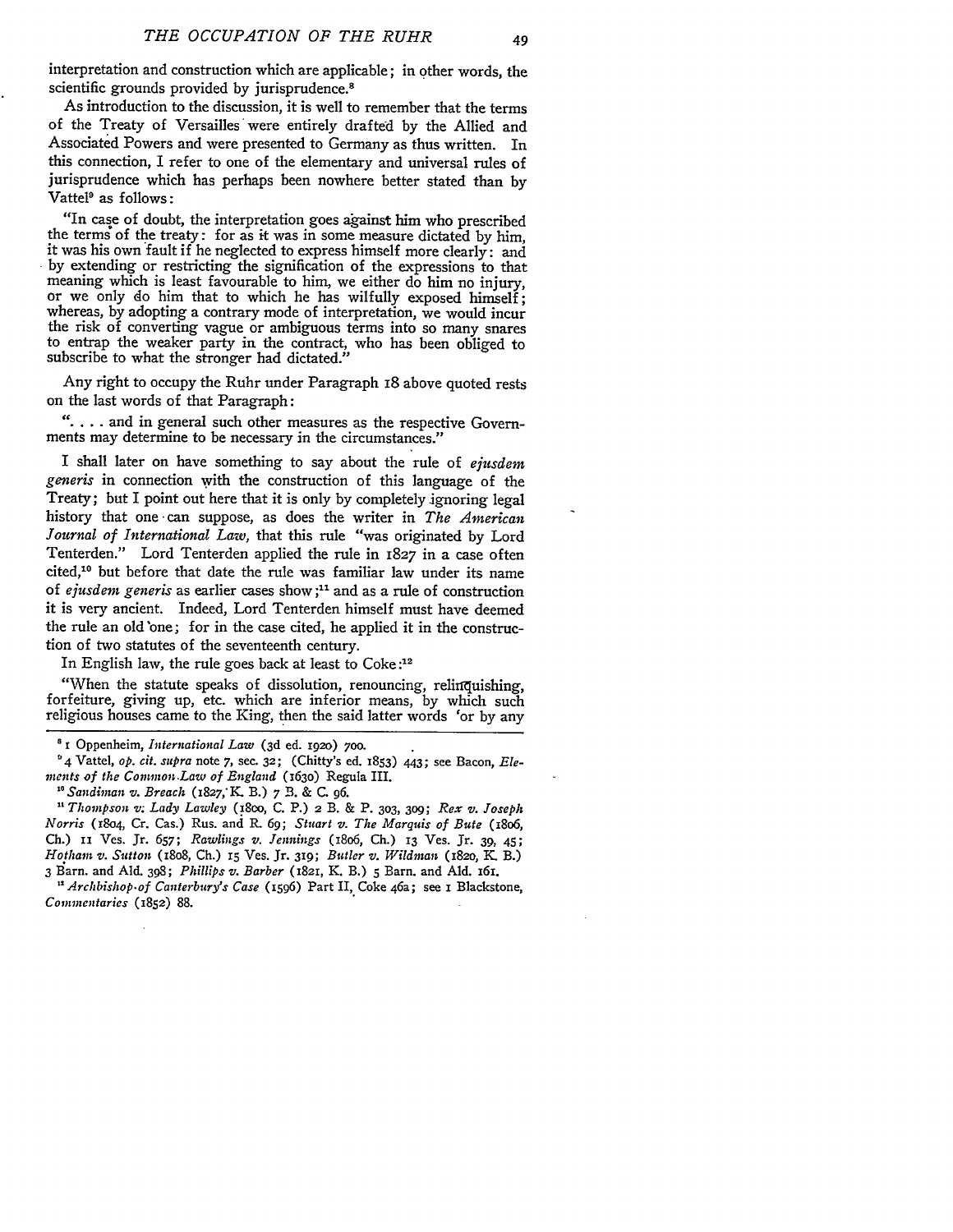interpretation and construction which are applicable; in other words, the scientific grounds provided by jurisprudence.[8]

As introduction to the discussion, it is well to remember that the terms of the Treaty of Versailles were entirely drafted by the Allied and Associated Powers and were presented to Germany as thus written. In this connection, I refer to one of the elementary and universal rules of jurisprudence which has perhaps been nowhere better stated than by Vattel[9] as follows:

> "In case of doubt, the interpretation goes against him who prescribed the terms of the treaty: for as it was in some measure dictated by him, it was his own fault if he neglected to express himself more clearly: and by extending or restricting the signification of the expressions to that meaning which is least favourable to him, we either do him no injury, or we only do him that to which he has wilfully exposed himself; whereas, by adopting a contrary mode of interpretation, we would incur the risk of converting vague or ambiguous terms into so many snares to entrap the weaker party in the contract, who has been obliged to subscribe to what the stronger had dictated."

Any right to occupy the Ruhr under Paragraph 18 above quoted rests on the last words of that Paragraph:

> ". . . . and in general such other measures as the respective Governments may determine to be necessary in the circumstances."

I shall later on have something to say about the rule of *ejusdem generis* in connection with the construction of this language of the Treaty; but I point out here that it is only by completely ignoring legal history that one can suppose, as does the writer in *The American Journal of International Law*, that this rule "was originated by Lord Tenterden." Lord Tenterden applied the rule in 1827 in a case often cited,[10] but before that date the rule was familiar law under its name of *ejusdem generis* as earlier cases show;[11] and as a rule of construction it is very ancient. Indeed, Lord Tenterden himself must have deemed the rule an old one; for in the case cited, he applied it in the construction of two statutes of the seventeenth century.

In English law, the rule goes back at least to Coke:[12]

> "When the statute speaks of dissolution, renouncing, relinquishing, forfeiture, giving up, etc. which are inferior means, by which such religious houses came to the King, then the said latter words 'or by any

---

[8] 1 Oppenheim, *International Law* (3d ed. 1920) 700.

[9] 4 Vattel, *op. cit. supra* note 7, sec. 32; (Chitty's ed. 1853) 443; see Bacon, *Elements of the Common Law of England* (1630) Regula III.

[10] *Sandiman v. Breach* (1827, K. B.) 7 B. & C. 96.

[11] *Thompson v. Lady Lawley* (1800, C. P.) 2 B. & P. 303, 309; *Rex v. Joseph Norris* (1804, Cr. Cas.) Rus. and R. 69; *Stuart v. The Marquis of Bute* (1806, Ch.) 11 Ves. Jr. 657; *Rawlings v. Jennings* (1806, Ch.) 13 Ves. Jr. 39, 45; *Hotham v. Sutton* (1808, Ch.) 15 Ves. Jr. 319; *Butler v. Wildman* (1820, K. B.) 3 Barn. and Ald. 398; *Phillips v. Barber* (1821, K. B.) 5 Barn. and Ald. 161.

[12] *Archbishop of Canterbury's Case* (1596) Part II, Coke 46a; see 1 Blackstone, *Commentaries* (1852) 88.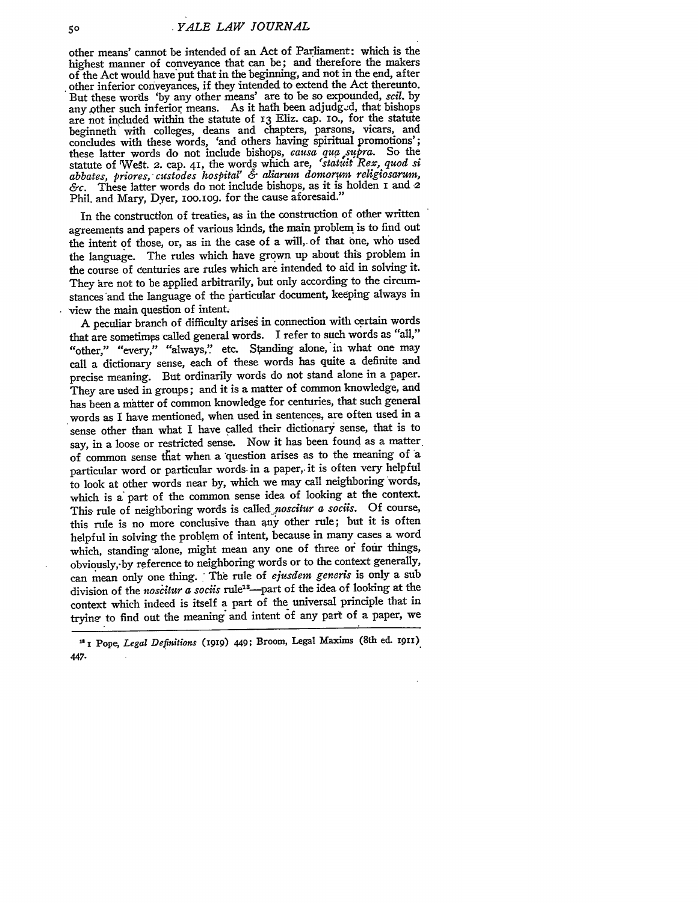other means' cannot be intended of an Act of Parliament: which is the highest manner of conveyance that can be; and therefore the makers of the Act would have put that in the beginning, and not in the end, after other inferior conveyances, if they intended to extend the Act thereunto. But these words 'by any other means' are to be so expounded, *scil.* by any other such inferior means. As it hath been adjudged, that bishops are not included within the statute of 13 Eliz. cap. 10., for the statute beginneth with colleges, deans and chapters, parsons, vicars, and concludes with these words, 'and others having spiritual promotions'; these latter words do not include bishops, *causa qua supra.* So the statute of West. 2. cap. 41, the words which are, *'statuit Rex, quod si abbates, priores, custodes hospital' & aliarum domorum religiosarum, &c.* These latter words do not include bishops, as it is holden 1 and 2 Phil. and Mary, Dyer, 100.109. for the cause aforesaid."

In the construction of treaties, as in the construction of other written agreements and papers of various kinds, the main problem is to find out the intent of those, or, as in the case of a will, of that one, who used the language. The rules which have grown up about this problem in the course of centuries are rules which are intended to aid in solving it. They are not to be applied arbitrarily, but only according to the circumstances and the language of the particular document, keeping always in view the main question of intent.

A peculiar branch of difficulty arises in connection with certain words that are sometimes called general words. I refer to such words as "all," "other," "every," "always," etc. Standing alone, in what one may call a dictionary sense, each of these words has quite a definite and precise meaning. But ordinarily words do not stand alone in a paper. They are used in groups; and it is a matter of common knowledge, and has been a matter of common knowledge for centuries, that such general words as I have mentioned, when used in sentences, are often used in a sense other than what I have called their dictionary sense, that is to say, in a loose or restricted sense. Now it has been found as a matter of common sense that when a question arises as to the meaning of a particular word or particular words in a paper, it is often very helpful to look at other words near by, which we may call neighboring words, which is a part of the common sense idea of looking at the context. This rule of neighboring words is called *noscitur a sociis.* Of course, this rule is no more conclusive than any other rule; but it is often helpful in solving the problem of intent, because in many cases a word which, standing alone, might mean any one of three or four things, obviously, by reference to neighboring words or to the context generally, can mean only one thing. The rule of *ejusdem generis* is only a sub division of the *noscitur a sociis* rule[13]—part of the idea of looking at the context which indeed is itself a part of the universal principle that in trying to find out the meaning and intent of any part of a paper, we

[13] 1 Pope, *Legal Definitions* (1919) 449; Broom, Legal Maxims (8th ed. 1911) 447.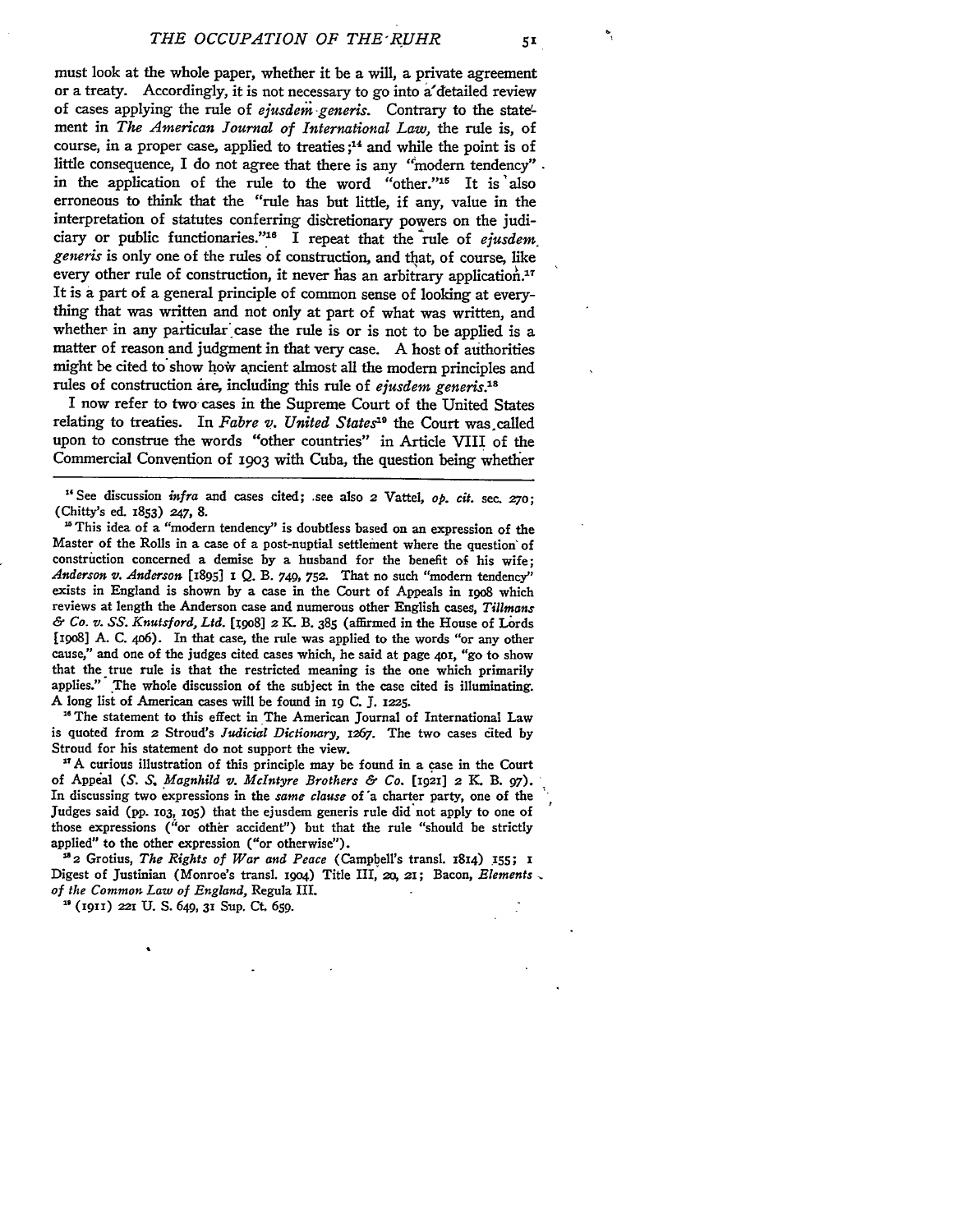must look at the whole paper, whether it be a will, a private agreement or a treaty. Accordingly, it is not necessary to go into a detailed review of cases applying the rule of *ejusdem generis*. Contrary to the statement in *The American Journal of International Law*, the rule is, of course, in a proper case, applied to treaties;[14] and while the point is of little consequence, I do not agree that there is any "modern tendency" in the application of the rule to the word "other."[15] It is also erroneous to think that the "rule has but little, if any, value in the interpretation of statutes conferring discretionary powers on the judiciary or public functionaries."[16] I repeat that the rule of *ejusdem generis* is only one of the rules of construction, and that, of course, like every other rule of construction, it never has an arbitrary application.[17] It is a part of a general principle of common sense of looking at everything that was written and not only at part of what was written, and whether in any particular case the rule is or is not to be applied is a matter of reason and judgment in that very case. A host of authorities might be cited to show how ancient almost all the modern principles and rules of construction are, including this rule of *ejusdem generis*.[18]

I now refer to two cases in the Supreme Court of the United States relating to treaties. In *Fabre v. United States*[19] the Court was called upon to construe the words "other countries" in Article VIII of the Commercial Convention of 1903 with Cuba, the question being whether

---

[14] See discussion *infra* and cases cited; see also 2 Vattel, *op. cit.* sec. 270; (Chitty's ed. 1853) 247, 8.

[15] This idea of a "modern tendency" is doubtless based on an expression of the Master of the Rolls in a case of a post-nuptial settlement where the question of construction concerned a demise by a husband for the benefit of his wife; *Anderson v. Anderson* [1895] 1 Q. B. 749, 752. That no such "modern tendency" exists in England is shown by a case in the Court of Appeals in 1908 which reviews at length the Anderson case and numerous other English cases, *Tillmans & Co. v. SS. Knutsford, Ltd.* [1908] 2 K. B. 385 (affirmed in the House of Lords [1908] A. C. 406). In that case, the rule was applied to the words "or any other cause," and one of the judges cited cases which, he said at page 401, "go to show that the true rule is that the restricted meaning is the one which primarily applies." The whole discussion of the subject in the case cited is illuminating. A long list of American cases will be found in 19 C. J. 1225.

[16] The statement to this effect in The American Journal of International Law is quoted from 2 Stroud's *Judicial Dictionary*, 1267. The two cases cited by Stroud for his statement do not support the view.

[17] A curious illustration of this principle may be found in a case in the Court of Appeal (*S. S. Magnhild v. McIntyre Brothers & Co.* [1921] 2 K. B. 97). In discussing two expressions in the *same clause* of a charter party, one of the Judges said (pp. 103, 105) that the ejusdem generis rule did not apply to one of those expressions ("or other accident") but that the rule "should be strictly applied" to the other expression ("or otherwise").

[18] 2 Grotius, *The Rights of War and Peace* (Campbell's transl. 1814) 155; 1 Digest of Justinian (Monroe's transl. 1904) Title III, 20, 21; Bacon, *Elements of the Common Law of England*, Regula III.

[19] (1911) 221 U. S. 649, 31 Sup. Ct. 659.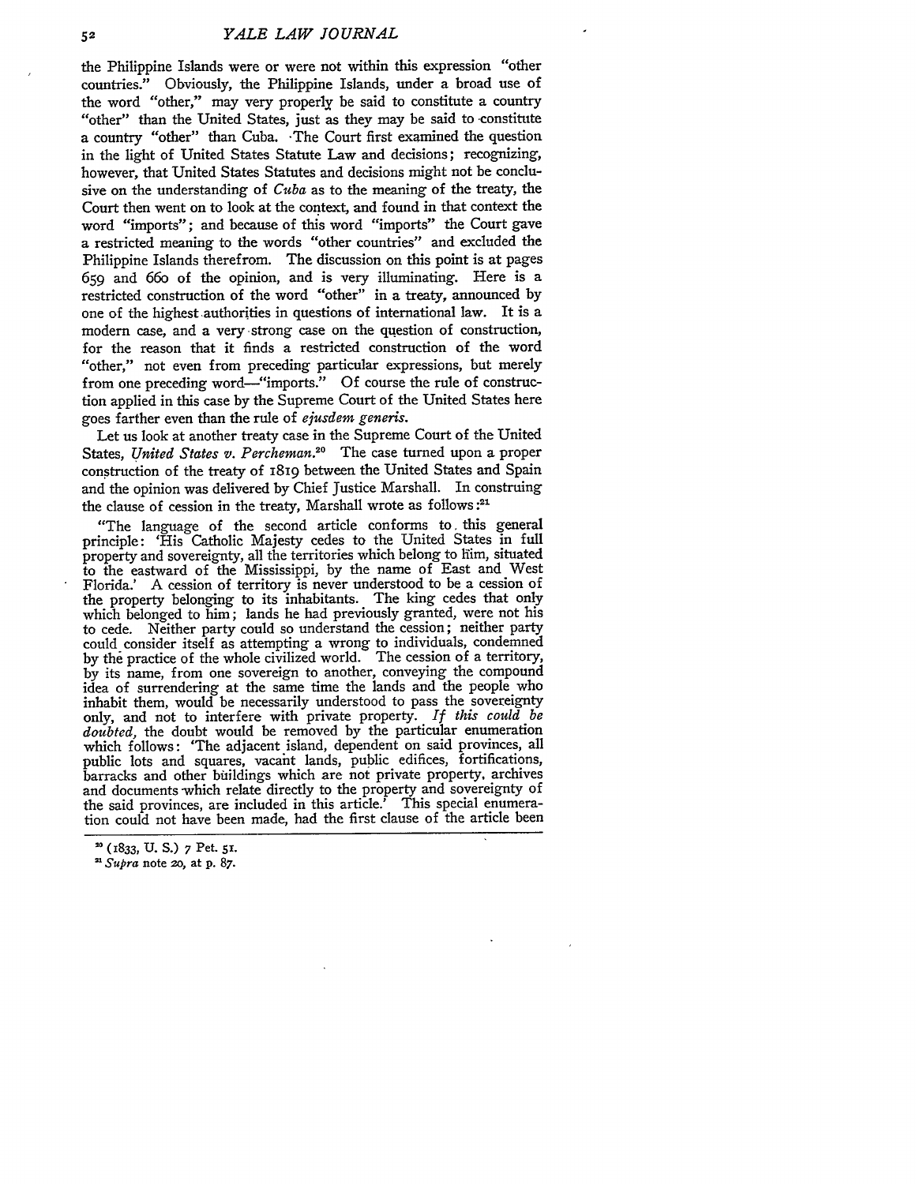the Philippine Islands were or were not within this expression "other countries." Obviously, the Philippine Islands, under a broad use of the word "other," may very properly be said to constitute a country "other" than the United States, just as they may be said to constitute a country "other" than Cuba. The Court first examined the question in the light of United States Statute Law and decisions; recognizing, however, that United States Statutes and decisions might not be conclusive on the understanding of *Cuba* as to the meaning of the treaty, the Court then went on to look at the context, and found in that context the word "imports"; and because of this word "imports" the Court gave a restricted meaning to the words "other countries" and excluded the Philippine Islands therefrom. The discussion on this point is at pages 659 and 660 of the opinion, and is very illuminating. Here is a restricted construction of the word "other" in a treaty, announced by one of the highest authorities in questions of international law. It is a modern case, and a very strong case on the question of construction, for the reason that it finds a restricted construction of the word "other," not even from preceding particular expressions, but merely from one preceding word—"imports." Of course the rule of construction applied in this case by the Supreme Court of the United States here goes farther even than the rule of *ejusdem generis*.

Let us look at another treaty case in the Supreme Court of the United States, *United States v. Percheman*.[20] The case turned upon a proper construction of the treaty of 1819 between the United States and Spain and the opinion was delivered by Chief Justice Marshall. In construing the clause of cession in the treaty, Marshall wrote as follows:[21]

"The language of the second article conforms to this general principle: 'His Catholic Majesty cedes to the United States in full property and sovereignty, all the territories which belong to him, situated to the eastward of the Mississippi, by the name of East and West Florida.' A cession of territory is never understood to be a cession of the property belonging to its inhabitants. The king cedes that only which belonged to him; lands he had previously granted, were not his to cede. Neither party could so understand the cession; neither party could consider itself as attempting a wrong to individuals, condemned by the practice of the whole civilized world. The cession of a territory, by its name, from one sovereign to another, conveying the compound idea of surrendering at the same time the lands and the people who inhabit them, would be necessarily understood to pass the sovereignty only, and not to interfere with private property. *If this could be doubted*, the doubt would be removed by the particular enumeration which follows: 'The adjacent island, dependent on said provinces, all public lots and squares, vacant lands, public edifices, fortifications, barracks and other buildings which are not private property, archives and documents which relate directly to the property and sovereignty of the said provinces, are included in this article.' This special enumeration could not have been made, had the first clause of the article been

---

[20] (1833, U. S.) 7 Pet. 51.

[21] *Supra* note 20, at p. 87.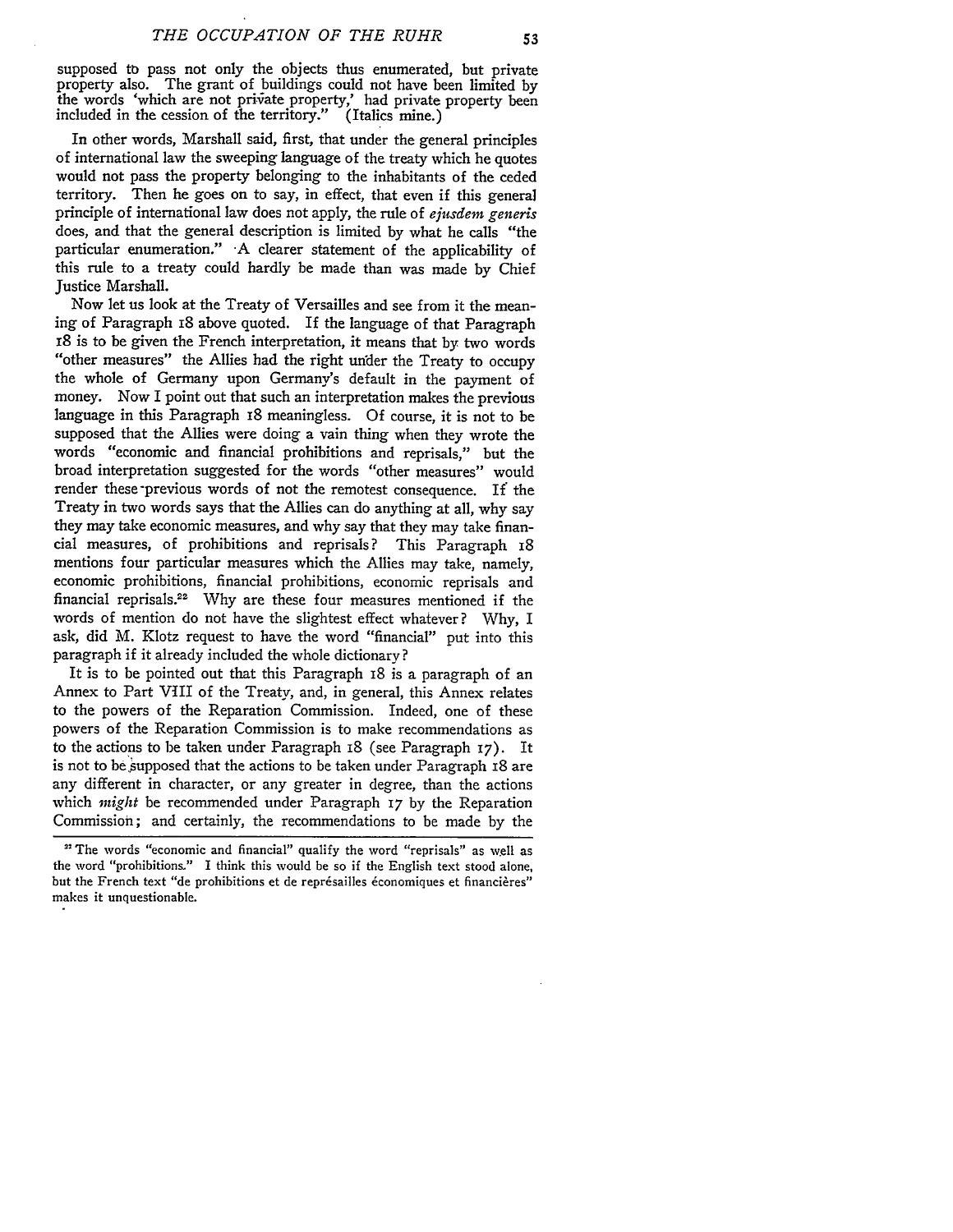supposed to pass not only the objects thus enumerated, but private property also. The grant of buildings could not have been limited by the words 'which are not private property,' had private property been included in the cession of the territory." (Italics mine.)

In other words, Marshall said, first, that under the general principles of international law the sweeping language of the treaty which he quotes would not pass the property belonging to the inhabitants of the ceded territory. Then he goes on to say, in effect, that even if this general principle of international law does not apply, the rule of *ejusdem generis* does, and that the general description is limited by what he calls "the particular enumeration." A clearer statement of the applicability of this rule to a treaty could hardly be made than was made by Chief Justice Marshall.

Now let us look at the Treaty of Versailles and see from it the meaning of Paragraph 18 above quoted. If the language of that Paragraph 18 is to be given the French interpretation, it means that by two words "other measures" the Allies had the right under the Treaty to occupy the whole of Germany upon Germany's default in the payment of money. Now I point out that such an interpretation makes the previous language in this Paragraph 18 meaningless. Of course, it is not to be supposed that the Allies were doing a vain thing when they wrote the words "economic and financial prohibitions and reprisals," but the broad interpretation suggested for the words "other measures" would render these previous words of not the remotest consequence. If the Treaty in two words says that the Allies can do anything at all, why say they may take economic measures, and why say that they may take financial measures, of prohibitions and reprisals? This Paragraph 18 mentions four particular measures which the Allies may take, namely, economic prohibitions, financial prohibitions, economic reprisals and financial reprisals.[22] Why are these four measures mentioned if the words of mention do not have the slightest effect whatever? Why, I ask, did M. Klotz request to have the word "financial" put into this paragraph if it already included the whole dictionary?

It is to be pointed out that this Paragraph 18 is a paragraph of an Annex to Part VIII of the Treaty, and, in general, this Annex relates to the powers of the Reparation Commission. Indeed, one of these powers of the Reparation Commission is to make recommendations as to the actions to be taken under Paragraph 18 (see Paragraph 17). It is not to be supposed that the actions to be taken under Paragraph 18 are any different in character, or any greater in degree, than the actions which *might* be recommended under Paragraph 17 by the Reparation Commission; and certainly, the recommendations to be made by the

[22] The words "economic and financial" qualify the word "reprisals" as well as the word "prohibitions." I think this would be so if the English text stood alone, but the French text "de prohibitions et de représailles économiques et financières" makes it unquestionable.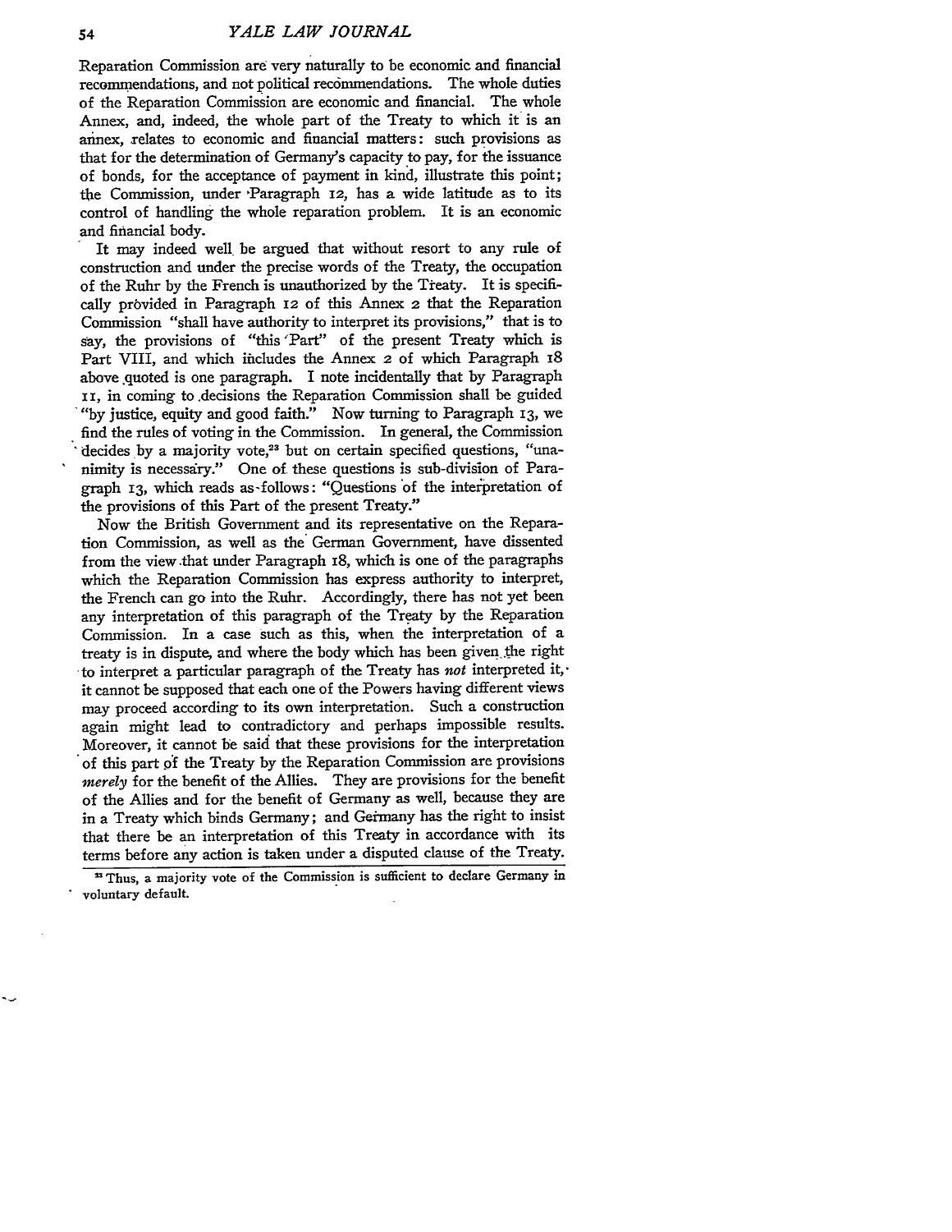Reparation Commission are very naturally to be economic and financial recommendations, and not political recommendations. The whole duties of the Reparation Commission are economic and financial. The whole Annex, and, indeed, the whole part of the Treaty to which it is an annex, relates to economic and financial matters: such provisions as that for the determination of Germany's capacity to pay, for the issuance of bonds, for the acceptance of payment in kind, illustrate this point; the Commission, under Paragraph 12, has a wide latitude as to its control of handling the whole reparation problem. It is an economic and financial body.

It may indeed well be argued that without resort to any rule of construction and under the precise words of the Treaty, the occupation of the Ruhr by the French is unauthorized by the Treaty. It is specifically provided in Paragraph 12 of this Annex 2 that the Reparation Commission "shall have authority to interpret its provisions," that is to say, the provisions of "this Part" of the present Treaty which is Part VIII, and which includes the Annex 2 of which Paragraph 18 above quoted is one paragraph. I note incidentally that by Paragraph 11, in coming to decisions the Reparation Commission shall be guided "by justice, equity and good faith." Now turning to Paragraph 13, we find the rules of voting in the Commission. In general, the Commission decides by a majority vote,[23] but on certain specified questions, "unanimity is necessary." One of these questions is sub-division of Paragraph 13, which reads as follows: "Questions of the interpretation of the provisions of this Part of the present Treaty."

Now the British Government and its representative on the Reparation Commission, as well as the German Government, have dissented from the view that under Paragraph 18, which is one of the paragraphs which the Reparation Commission has express authority to interpret, the French can go into the Ruhr. Accordingly, there has not yet been any interpretation of this paragraph of the Treaty by the Reparation Commission. In a case such as this, when the interpretation of a treaty is in dispute, and where the body which has been given the right to interpret a particular paragraph of the Treaty has *not* interpreted it, it cannot be supposed that each one of the Powers having different views may proceed according to its own interpretation. Such a construction again might lead to contradictory and perhaps impossible results. Moreover, it cannot be said that these provisions for the interpretation of this part of the Treaty by the Reparation Commission are provisions *merely* for the benefit of the Allies. They are provisions for the benefit of the Allies and for the benefit of Germany as well, because they are in a Treaty which binds Germany; and Germany has the right to insist that there be an interpretation of this Treaty in accordance with its terms before any action is taken under a disputed clause of the Treaty.

[23] Thus, a majority vote of the Commission is sufficient to declare Germany in voluntary default.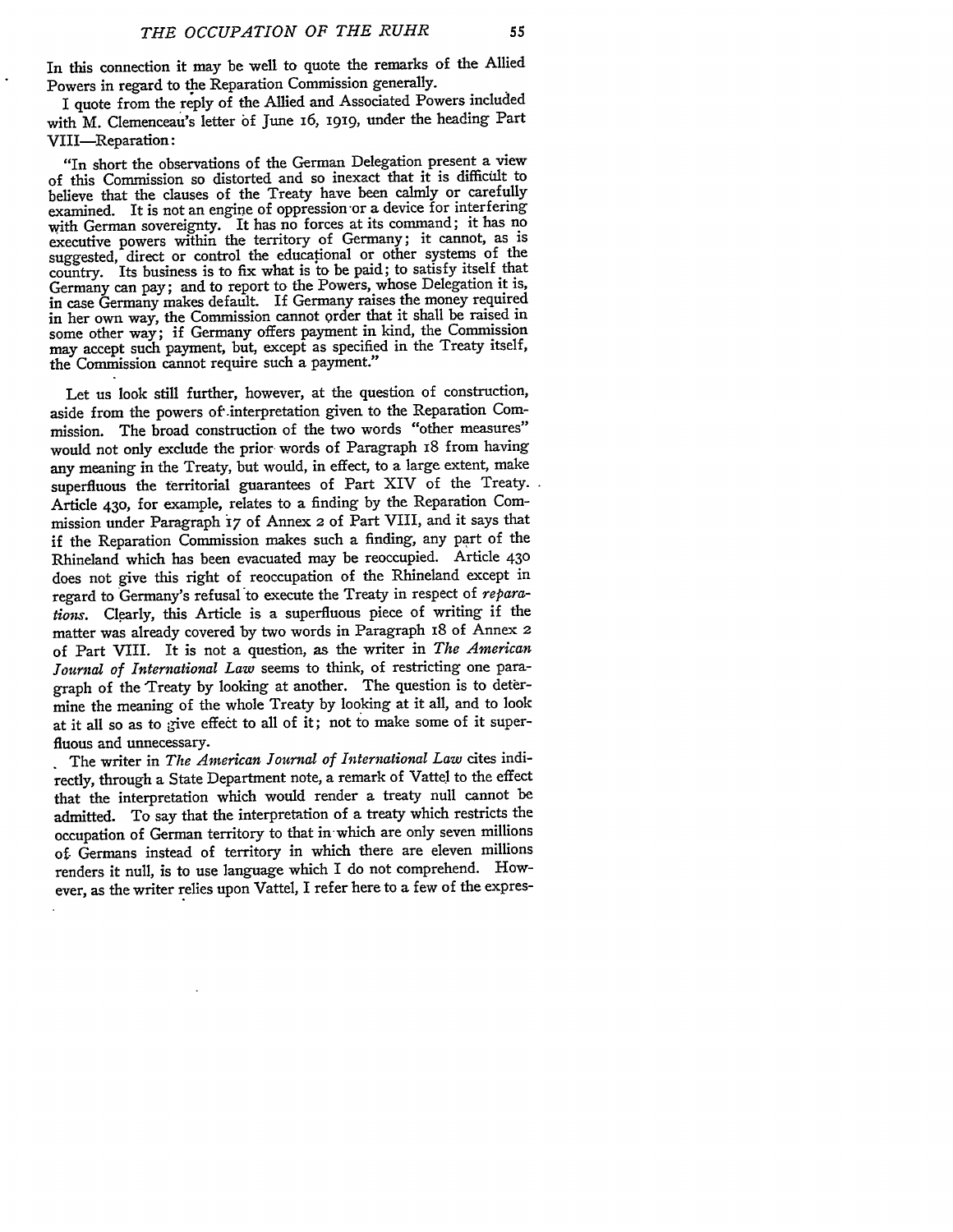In this connection it may be well to quote the remarks of the Allied Powers in regard to the Reparation Commission generally.

I quote from the reply of the Allied and Associated Powers included with M. Clemenceau's letter of June 16, 1919, under the heading Part VIII—Reparation:

> "In short the observations of the German Delegation present a view of this Commission so distorted and so inexact that it is difficult to believe that the clauses of the Treaty have been calmly or carefully examined. It is not an engine of oppression or a device for interfering with German sovereignty. It has no forces at its command; it has no executive powers within the territory of Germany; it cannot, as is suggested, direct or control the educational or other systems of the country. Its business is to fix what is to be paid; to satisfy itself that Germany can pay; and to report to the Powers, whose Delegation it is, in case Germany makes default. If Germany raises the money required in her own way, the Commission cannot order that it shall be raised in some other way; if Germany offers payment in kind, the Commission may accept such payment, but, except as specified in the Treaty itself, the Commission cannot require such a payment."

Let us look still further, however, at the question of construction, aside from the powers of interpretation given to the Reparation Commission. The broad construction of the two words "other measures" would not only exclude the prior words of Paragraph 18 from having any meaning in the Treaty, but would, in effect, to a large extent, make superfluous the territorial guarantees of Part XIV of the Treaty. Article 430, for example, relates to a finding by the Reparation Commission under Paragraph 17 of Annex 2 of Part VIII, and it says that if the Reparation Commission makes such a finding, any part of the Rhineland which has been evacuated may be reoccupied. Article 430 does not give this right of reoccupation of the Rhineland except in regard to Germany's refusal to execute the Treaty in respect of *reparations*. Clearly, this Article is a superfluous piece of writing if the matter was already covered by two words in Paragraph 18 of Annex 2 of Part VIII. It is not a question, as the writer in *The American Journal of International Law* seems to think, of restricting one paragraph of the Treaty by looking at another. The question is to determine the meaning of the whole Treaty by looking at it all, and to look at it all so as to give effect to all of it; not to make some of it superfluous and unnecessary.

The writer in *The American Journal of International Law* cites indirectly, through a State Department note, a remark of Vattel to the effect that the interpretation which would render a treaty null cannot be admitted. To say that the interpretation of a treaty which restricts the occupation of German territory to that in which are only seven millions of Germans instead of territory in which there are eleven millions renders it null, is to use language which I do not comprehend. However, as the writer relies upon Vattel, I refer here to a few of the expres-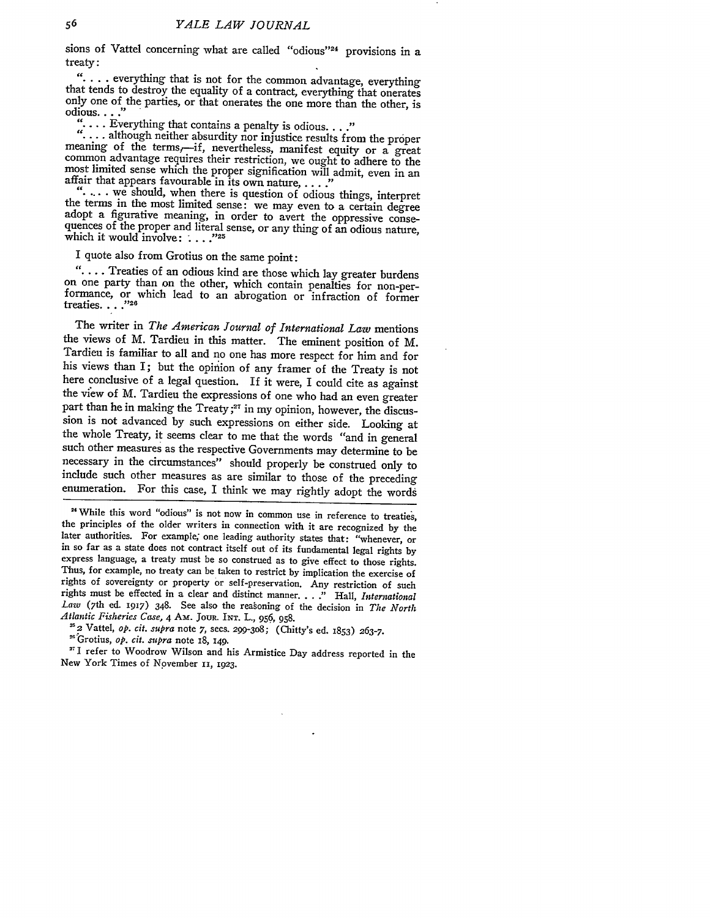sions of Vattel concerning what are called "odious"[24] provisions in a treaty:

". . . . everything that is not for the common advantage, everything that tends to destroy the equality of a contract, everything that onerates only one of the parties, or that onerates the one more than the other, is odious. . . ."

". . . . Everything that contains a penalty is odious. . . ."

". . . although neither absurdity nor injustice results from the proper meaning of the terms,—if, nevertheless, manifest equity or a great common advantage requires their restriction, we ought to adhere to the most limited sense which the proper signification will admit, even in an affair that appears favourable in its own nature, . . . ."

". . . . we should, when there is question of odious things, interpret the terms in the most limited sense: we may even to a certain degree adopt a figurative meaning, in order to avert the oppressive consequences of the proper and literal sense, or any thing of an odious nature, which it would involve: . . . ."[25]

I quote also from Grotius on the same point:

". . . . Treaties of an odious kind are those which lay greater burdens on one party than on the other, which contain penalties for non-performance, or which lead to an abrogation or infraction of former treaties. . . ."[26]

The writer in *The American Journal of International Law* mentions the views of M. Tardieu in this matter. The eminent position of M. Tardieu is familiar to all and no one has more respect for him and for his views than I; but the opinion of any framer of the Treaty is not here conclusive of a legal question. If it were, I could cite as against the view of M. Tardieu the expressions of one who had an even greater part than he in making the Treaty;[27] in my opinion, however, the discussion is not advanced by such expressions on either side. Looking at the whole Treaty, it seems clear to me that the words "and in general such other measures as the respective Governments may determine to be necessary in the circumstances" should properly be construed only to include such other measures as are similar to those of the preceding enumeration. For this case, I think we may rightly adopt the words

---

[24] While this word "odious" is not now in common use in reference to treaties, the principles of the older writers in connection with it are recognized by the later authorities. For example, one leading authority states that: "whenever, or in so far as a state does not contract itself out of its fundamental legal rights by express language, a treaty must be so construed as to give effect to those rights. Thus, for example, no treaty can be taken to restrict by implication the exercise of rights of sovereignty or property or self-preservation. Any restriction of such rights must be effected in a clear and distinct manner. . . ." Hall, *International Law* (7th ed. 1917) 348. See also the reasoning of the decision in *The North Atlantic Fisheries Case*, 4 AM. JOUR. INT. L., 956, 958.

[25] 2 Vattel, *op. cit. supra* note 7, secs. 299-308; (Chitty's ed. 1853) 263-7.

[26] Grotius, *op. cit. supra* note 18, 149.

[27] I refer to Woodrow Wilson and his Armistice Day address reported in the New York Times of November 11, 1923.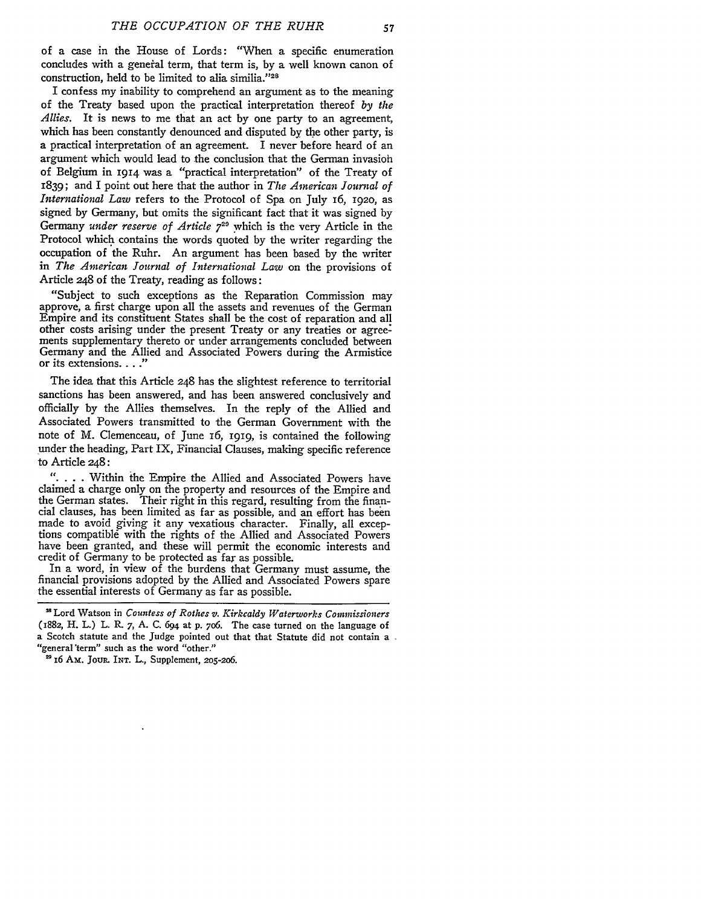of a case in the House of Lords: "When a specific enumeration concludes with a general term, that term is, by a well known canon of construction, held to be limited to alia similia."[28]

I confess my inability to comprehend an argument as to the meaning of the Treaty based upon the practical interpretation thereof *by the Allies.* It is news to me that an act by one party to an agreement, which has been constantly denounced and disputed by the other party, is a practical interpretation of an agreement. I never before heard of an argument which would lead to the conclusion that the German invasion of Belgium in 1914 was a "practical interpretation" of the Treaty of 1839; and I point out here that the author in *The American Journal of International Law* refers to the Protocol of Spa on July 16, 1920, as signed by Germany, but omits the significant fact that it was signed by Germany *under reserve of Article 7*[29] which is the very Article in the Protocol which contains the words quoted by the writer regarding the occupation of the Ruhr. An argument has been based by the writer in *The American Journal of International Law* on the provisions of Article 248 of the Treaty, reading as follows:

"Subject to such exceptions as the Reparation Commission may approve, a first charge upon all the assets and revenues of the German Empire and its constituent States shall be the cost of reparation and all other costs arising under the present Treaty or any treaties or agreements supplementary thereto or under arrangements concluded between Germany and the Allied and Associated Powers during the Armistice or its extensions. . . ."

The idea that this Article 248 has the slightest reference to territorial sanctions has been answered, and has been answered conclusively and officially by the Allies themselves. In the reply of the Allied and Associated Powers transmitted to the German Government with the note of M. Clemenceau, of June 16, 1919, is contained the following under the heading, Part IX, Financial Clauses, making specific reference to Article 248:

". . . . Within the Empire the Allied and Associated Powers have claimed a charge only on the property and resources of the Empire and the German states. Their right in this regard, resulting from the financial clauses, has been limited as far as possible, and an effort has been made to avoid giving it any vexatious character. Finally, all exceptions compatible with the rights of the Allied and Associated Powers have been granted, and these will permit the economic interests and credit of Germany to be protected as far as possible.

In a word, in view of the burdens that Germany must assume, the financial provisions adopted by the Allied and Associated Powers spare the essential interests of Germany as far as possible.

---

[28] Lord Watson in *Countess of Rothes v. Kirkcaldy Waterworks Commissioners* (1882, H. L.) L. R. 7, A. C. 694 at p. 706. The case turned on the language of a Scotch statute and the Judge pointed out that that Statute did not contain a "general term" such as the word "other."

[29] 16 AM. JOUR. INT. L., Supplement, 205-206.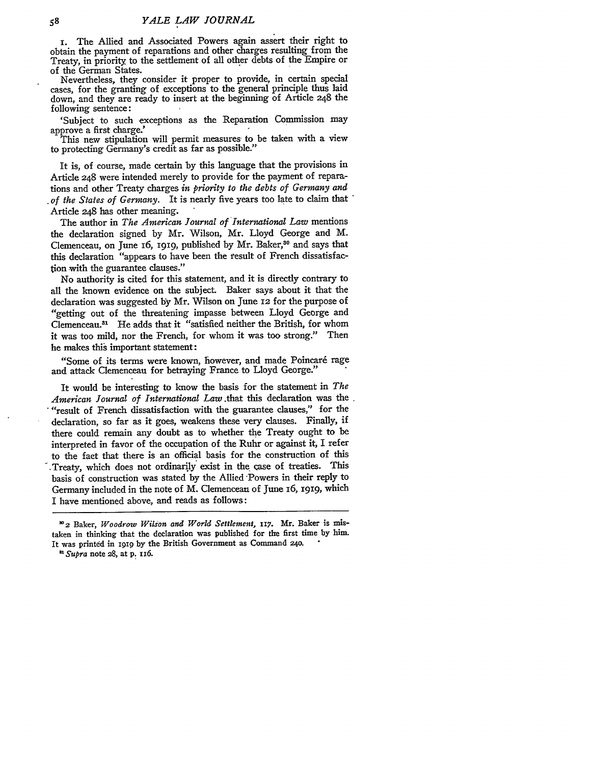1. The Allied and Associated Powers again assert their right to obtain the payment of reparations and other charges resulting from the Treaty, in priority to the settlement of all other debts of the Empire or of the German States.

Nevertheless, they consider it proper to provide, in certain special cases, for the granting of exceptions to the general principle thus laid down, and they are ready to insert at the beginning of Article 248 the following sentence:

'Subject to such exceptions as the Reparation Commission may approve a first charge.'

This new stipulation will permit measures to be taken with a view to protecting Germany's credit as far as possible."

It is, of course, made certain by this language that the provisions in Article 248 were intended merely to provide for the payment of reparations and other Treaty charges *in priority to the debts of Germany and of the States of Germany*. It is nearly five years too late to claim that Article 248 has other meaning.

The author in *The American Journal of International Law* mentions the declaration signed by Mr. Wilson, Mr. Lloyd George and M. Clemenceau, on June 16, 1919, published by Mr. Baker,[30] and says that this declaration "appears to have been the result of French dissatisfaction with the guarantee clauses."

No authority is cited for this statement, and it is directly contrary to all the known evidence on the subject. Baker says about it that the declaration was suggested by Mr. Wilson on June 12 for the purpose of "getting out of the threatening impasse between Lloyd George and Clemenceau.[31] He adds that it "satisfied neither the British, for whom it was too mild, nor the French, for whom it was too strong." Then he makes this important statement:

"Some of its terms were known, however, and made Poincaré rage and attack Clemenceau for betraying France to Lloyd George."

It would be interesting to know the basis for the statement in *The American Journal of International Law* that this declaration was the "result of French dissatisfaction with the guarantee clauses," for the declaration, so far as it goes, weakens these very clauses. Finally, if there could remain any doubt as to whether the Treaty ought to be interpreted in favor of the occupation of the Ruhr or against it, I refer to the fact that there is an official basis for the construction of this Treaty, which does not ordinarily exist in the case of treaties. This basis of construction was stated by the Allied Powers in their reply to Germany included in the note of M. Clemenceau of June 16, 1919, which I have mentioned above, and reads as follows:

---

[30] 2 Baker, *Woodrow Wilson and World Settlement*, 117. Mr. Baker is mistaken in thinking that the declaration was published for the first time by him. It was printed in 1919 by the British Government as Command 240.

[31] *Supra* note 28, at p. 116.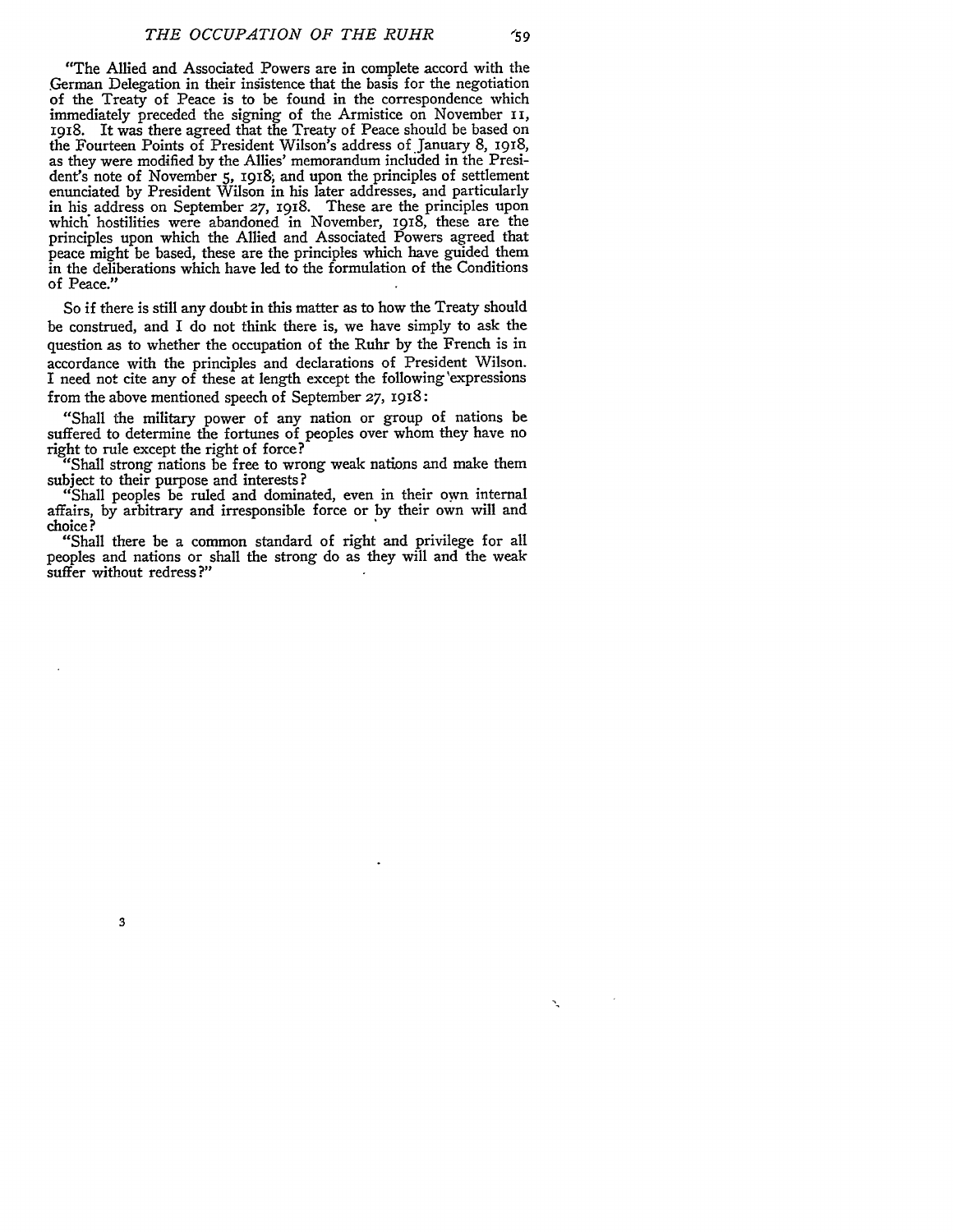"The Allied and Associated Powers are in complete accord with the German Delegation in their insistence that the basis for the negotiation of the Treaty of Peace is to be found in the correspondence which immediately preceded the signing of the Armistice on November 11, 1918. It was there agreed that the Treaty of Peace should be based on the Fourteen Points of President Wilson's address of January 8, 1918, as they were modified by the Allies' memorandum included in the President's note of November 5, 1918, and upon the principles of settlement enunciated by President Wilson in his later addresses, and particularly in his address on September 27, 1918. These are the principles upon which hostilities were abandoned in November, 1918, these are the principles upon which the Allied and Associated Powers agreed that peace might be based, these are the principles which have guided them in the deliberations which have led to the formulation of the Conditions of Peace."

So if there is still any doubt in this matter as to how the Treaty should be construed, and I do not think there is, we have simply to ask the question as to whether the occupation of the Ruhr by the French is in accordance with the principles and declarations of President Wilson. I need not cite any of these at length except the following expressions from the above mentioned speech of September 27, 1918:

"Shall the military power of any nation or group of nations be suffered to determine the fortunes of peoples over whom they have no right to rule except the right of force?

"Shall strong nations be free to wrong weak nations and make them subject to their purpose and interests?

"Shall peoples be ruled and dominated, even in their own internal affairs, by arbitrary and irresponsible force or by their own will and choice?

"Shall there be a common standard of right and privilege for all peoples and nations or shall the strong do as they will and the weak suffer without redress?"